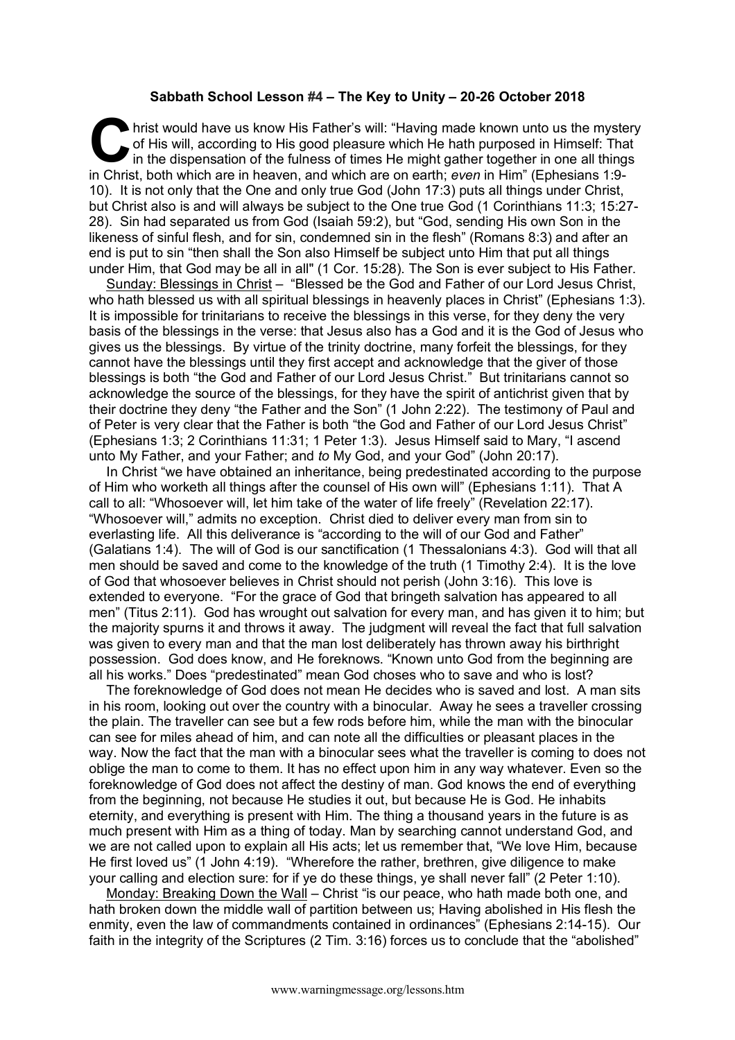**Sabbath School Lesson #4 – The Key to Unity – 20-26 October 2018**

Christ would have us know His Father's will: "Having made known unto us the mystery of His will, according to His good pleasure which He hath purposed in Himself: That in the dispensation of the fulness of times He might gather together in one all things in Christ, both which are in heaven, and which are on earth; *even* in Him" (Ephesians 1:9-10). It is not only that the One and only true God (John 17:3) puts all things under Christ, but Christ also is and will always be subject to the One true God (1 Corinthians 11:3; 15:27-28). Sin had separated us from God (Isaiah 59:2), but "God, sending His own Son in the likeness of sinful flesh, and for sin, condemned sin in the flesh" (Romans 8:3) and after an end is put to sin "then shall the Son also Himself be subject unto Him that put all things under Him, that God may be all in all" (1 Cor. 15:28). The Son is ever subject to His Father.

Sunday: Blessings in Christ – "Blessed be the God and Father of our Lord Jesus Christ, who hath blessed us with all spiritual blessings in heavenly places in Christ" (Ephesians 1:3). It is impossible for trinitarians to receive the blessings in this verse, for they deny the very basis of the blessings in the verse: that Jesus also has a God and it is the God of Jesus who gives us the blessings. By virtue of the trinity doctrine, many forfeit the blessings, for they cannot have the blessings until they first accept and acknowledge that the giver of those blessings is both "the God and Father of our Lord Jesus Christ." But trinitarians cannot so acknowledge the source of the blessings, for they have the spirit of antichrist given that by their doctrine they deny "the Father and the Son" (1 John 2:22). The testimony of Paul and of Peter is very clear that the Father is both "the God and Father of our Lord Jesus Christ" (Ephesians 1:3; 2 Corinthians 11:31; 1 Peter 1:3). Jesus Himself said to Mary, "I ascend unto My Father, and your Father; and *to* My God, and your God" (John 20:17).

In Christ "we have obtained an inheritance, being predestinated according to the purpose of Him who worketh all things after the counsel of His own will" (Ephesians 1:11). That A call to all: "Whosoever will, let him take of the water of life freely" (Revelation 22:17). "Whosoever will," admits no exception. Christ died to deliver every man from sin to everlasting life. All this deliverance is "according to the will of our God and Father" (Galatians 1:4). The will of God is our sanctification (1 Thessalonians 4:3). God will that all men should be saved and come to the knowledge of the truth (1 Timothy 2:4). It is the love of God that whosoever believes in Christ should not perish (John 3:16). This love is extended to everyone. "For the grace of God that bringeth salvation has appeared to all men" (Titus 2:11). God has wrought out salvation for every man, and has given it to him; but the majority spurns it and throws it away. The judgment will reveal the fact that full salvation was given to every man and that the man lost deliberately has thrown away his birthright possession. God does know, and He foreknows. "Known unto God from the beginning are all his works." Does "predestinated" mean God choses who to save and who is lost?

The foreknowledge of God does not mean He decides who is saved and lost. A man sits in his room, looking out over the country with a binocular. Away he sees a traveller crossing the plain. The traveller can see but a few rods before him, while the man with the binocular can see for miles ahead of him, and can note all the difficulties or pleasant places in the way. Now the fact that the man with a binocular sees what the traveller is coming to does not oblige the man to come to them. It has no effect upon him in any way whatever. Even so the foreknowledge of God does not affect the destiny of man. God knows the end of everything from the beginning, not because He studies it out, but because He is God. He inhabits eternity, and everything is present with Him. The thing a thousand years in the future is as much present with Him as a thing of today. Man by searching cannot understand God, and we are not called upon to explain all His acts; let us remember that, "We love Him, because He first loved us" (1 John 4:19). "Wherefore the rather, brethren, give diligence to make your calling and election sure: for if ye do these things, ye shall never fall" (2 Peter 1:10).

Monday: Breaking Down the Wall – Christ "is our peace, who hath made both one, and hath broken down the middle wall of partition between us; Having abolished in His flesh the enmity, even the law of commandments contained in ordinances" (Ephesians 2:14-15). Our faith in the integrity of the Scriptures (2 Tim. 3:16) forces us to conclude that the "abolished"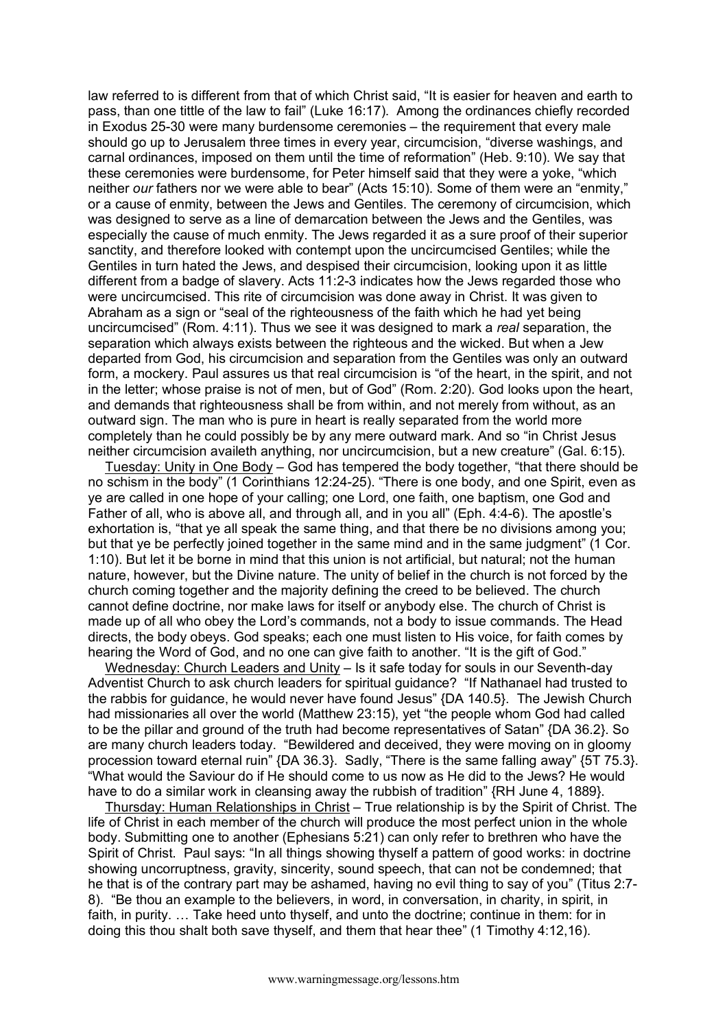law referred to is different from that of which Christ said, "It is easier for heaven and earth to pass, than one tittle of the law to fail" (Luke 16:17). Among the ordinances chiefly recorded in Exodus 25-30 were many burdensome ceremonies – the requirement that every male should go up to Jerusalem three times in every year, circumcision, "diverse washings, and carnal ordinances, imposed on them until the time of reformation" (Heb. 9:10). We say that these ceremonies were burdensome, for Peter himself said that they were a yoke, "which neither *our* fathers nor we were able to bear" (Acts 15:10). Some of them were an "enmity," or a cause of enmity, between the Jews and Gentiles. The ceremony of circumcision, which was designed to serve as a line of demarcation between the Jews and the Gentiles, was especially the cause of much enmity. The Jews regarded it as a sure proof of their superior sanctity, and therefore looked with contempt upon the uncircumcised Gentiles; while the Gentiles in turn hated the Jews, and despised their circumcision, looking upon it as little different from a badge of slavery. Acts 11:2-3 indicates how the Jews regarded those who were uncircumcised. This rite of circumcision was done away in Christ. It was given to Abraham as a sign or "seal of the righteousness of the faith which he had yet being uncircumcised" (Rom. 4:11). Thus we see it was designed to mark a *real* separation, the separation which always exists between the righteous and the wicked. But when a Jew departed from God, his circumcision and separation from the Gentiles was only an outward form, a mockery. Paul assures us that real circumcision is "of the heart, in the spirit, and not in the letter; whose praise is not of men, but of God" (Rom. 2:20). God looks upon the heart, and demands that righteousness shall be from within, and not merely from without, as an outward sign. The man who is pure in heart is really separated from the world more completely than he could possibly be by any mere outward mark. And so "in Christ Jesus neither circumcision availeth anything, nor uncircumcision, but a new creature" (Gal. 6:15).

Tuesday: Unity in One Body – God has tempered the body together, "that there should be no schism in the body" (1 Corinthians 12:24-25). "There is one body, and one Spirit, even as ye are called in one hope of your calling; one Lord, one faith, one baptism, one God and Father of all, who is above all, and through all, and in you all" (Eph. 4:4-6). The apostle's exhortation is, "that ye all speak the same thing, and that there be no divisions among you; but that ye be perfectly joined together in the same mind and in the same judgment" (1 Cor. 1:10). But let it be borne in mind that this union is not artificial, but natural; not the human nature, however, but the Divine nature. The unity of belief in the church is not forced by the church coming together and the majority defining the creed to be believed. The church cannot define doctrine, nor make laws for itself or anybody else. The church of Christ is made up of all who obey the Lord's commands, not a body to issue commands. The Head directs, the body obeys. God speaks; each one must listen to His voice, for faith comes by hearing the Word of God, and no one can give faith to another. "It is the gift of God."

Wednesday: Church Leaders and Unity – Is it safe today for souls in our Seventh-day Adventist Church to ask church leaders for spiritual guidance? "If Nathanael had trusted to the rabbis for guidance, he would never have found Jesus" {DA 140.5}. The Jewish Church had missionaries all over the world (Matthew 23:15), yet "the people whom God had called to be the pillar and ground of the truth had become representatives of Satan" {DA 36.2}. So are many church leaders today. "Bewildered and deceived, they were moving on in gloomy procession toward eternal ruin" {DA 36.3}. Sadly, "There is the same falling away" {5T 75.3}. "What would the Saviour do if He should come to us now as He did to the Jews? He would have to do a similar work in cleansing away the rubbish of tradition" {RH June 4, 1889}.

Thursday: Human Relationships in Christ – True relationship is by the Spirit of Christ. The life of Christ in each member of the church will produce the most perfect union in the whole body. Submitting one to another (Ephesians 5:21) can only refer to brethren who have the Spirit of Christ. Paul says: "In all things showing thyself a pattern of good works: in doctrine showing uncorruptness, gravity, sincerity, sound speech, that can not be condemned; that he that is of the contrary part may be ashamed, having no evil thing to say of you" (Titus 2:7-8). "Be thou an example to the believers, in word, in conversation, in charity, in spirit, in faith, in purity. … Take heed unto thyself, and unto the doctrine; continue in them: for in doing this thou shalt both save thyself, and them that hear thee" (1 Timothy 4:12,16).

www.warningmessage.org/lessons.htm